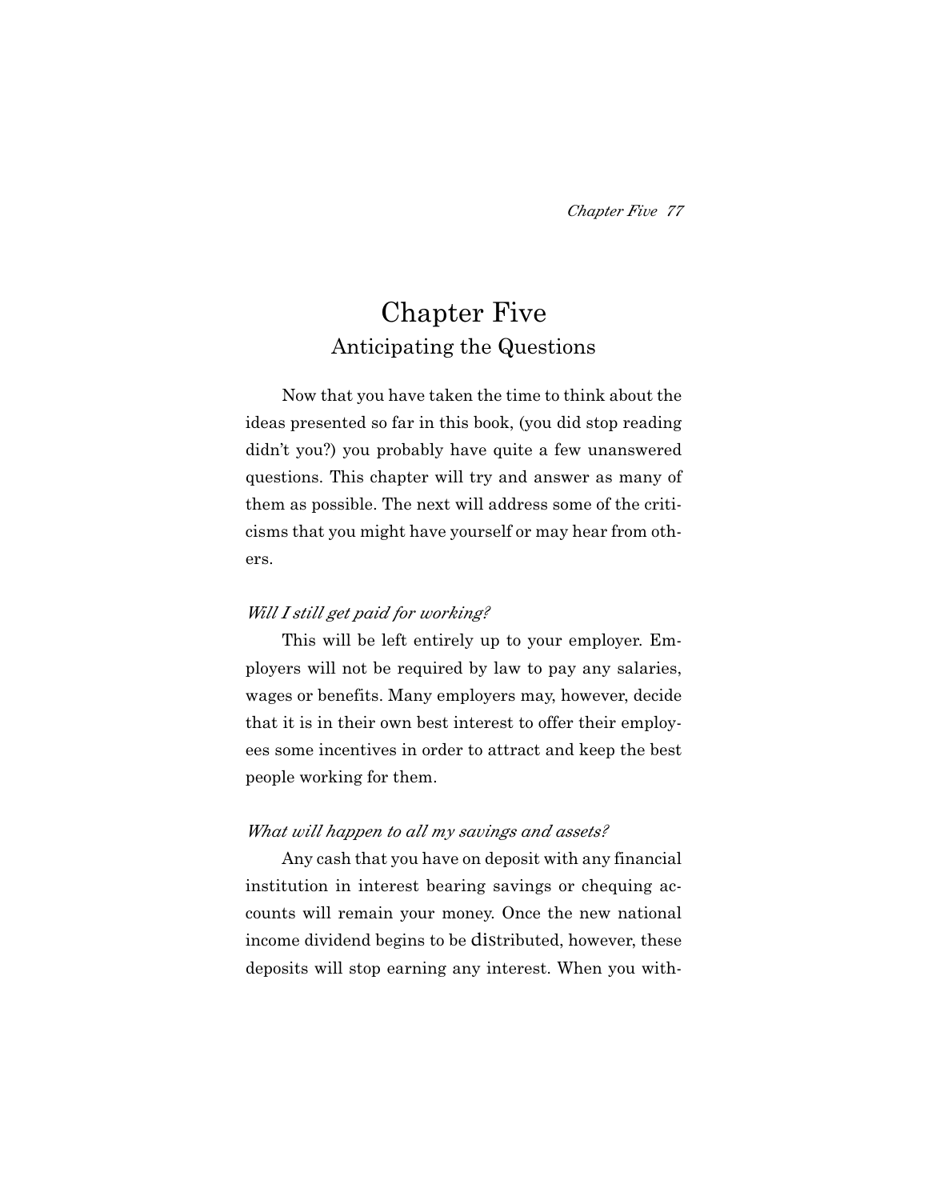# Chapter Five
## Anticipating the Questions

Now that you have taken the time to think about the ideas presented so far in this book, (you did stop reading didn't you?) you probably have quite a few unanswered questions. This chapter will try and answer as many of them as possible. The next will address some of the criticisms that you might have yourself or may hear from others.

*Will I still get paid for working?*

This will be left entirely up to your employer. Employers will not be required by law to pay any salaries, wages or benefits. Many employers may, however, decide that it is in their own best interest to offer their employees some incentives in order to attract and keep the best people working for them.

*What will happen to all my savings and assets?*

Any cash that you have on deposit with any financial institution in interest bearing savings or chequing accounts will remain your money. Once the new national income dividend begins to be distributed, however, these deposits will stop earning any interest. When you with-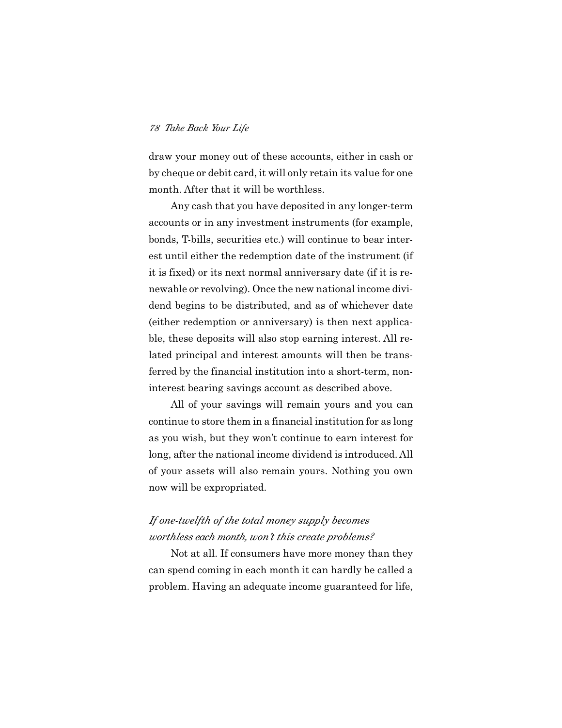draw your money out of these accounts, either in cash or by cheque or debit card, it will only retain its value for one month. After that it will be worthless.

Any cash that you have deposited in any longer-term accounts or in any investment instruments (for example, bonds, T-bills, securities etc.) will continue to bear interest until either the redemption date of the instrument (if it is fixed) or its next normal anniversary date (if it is renewable or revolving). Once the new national income dividend begins to be distributed, and as of whichever date (either redemption or anniversary) is then next applicable, these deposits will also stop earning interest. All related principal and interest amounts will then be transferred by the financial institution into a short-term, non-interest bearing savings account as described above.

All of your savings will remain yours and you can continue to store them in a financial institution for as long as you wish, but they won't continue to earn interest for long, after the national income dividend is introduced. All of your assets will also remain yours. Nothing you own now will be expropriated.

*If one-twelfth of the total money supply becomes worthless each month, won't this create problems?*

Not at all. If consumers have more money than they can spend coming in each month it can hardly be called a problem. Having an adequate income guaranteed for life,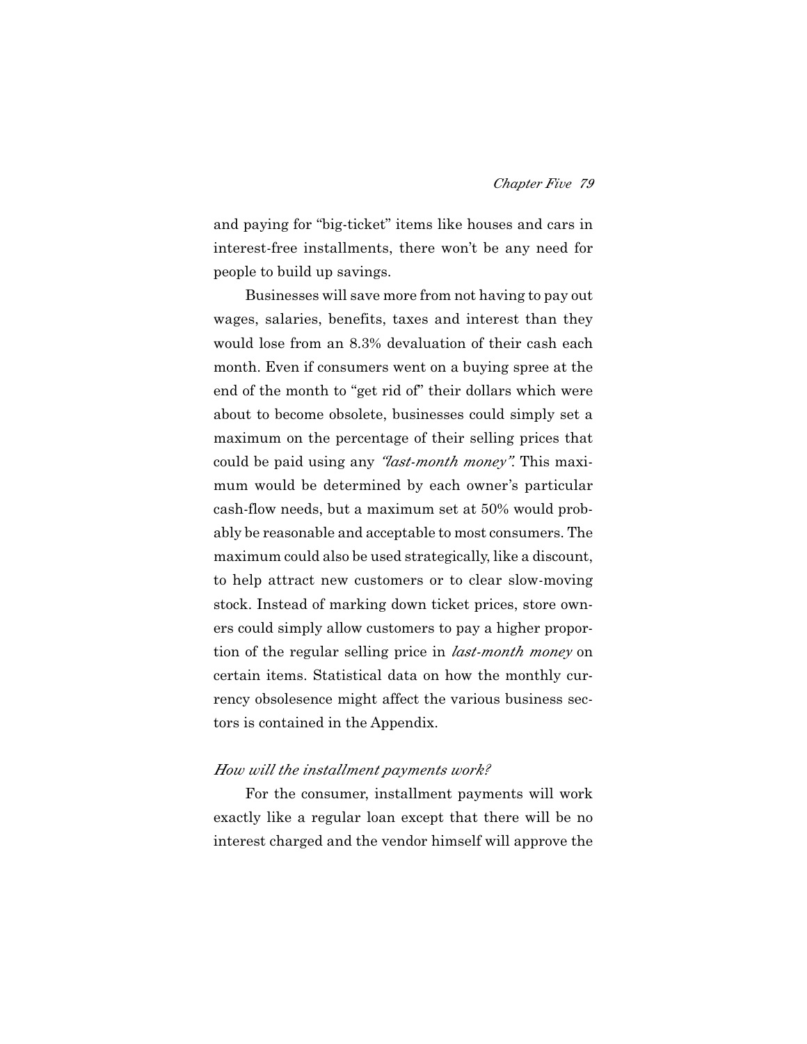and paying for "big-ticket" items like houses and cars in interest-free installments, there won't be any need for people to build up savings.

Businesses will save more from not having to pay out wages, salaries, benefits, taxes and interest than they would lose from an 8.3% devaluation of their cash each month. Even if consumers went on a buying spree at the end of the month to "get rid of" their dollars which were about to become obsolete, businesses could simply set a maximum on the percentage of their selling prices that could be paid using any *"last-month money"*. This maximum would be determined by each owner's particular cash-flow needs, but a maximum set at 50% would probably be reasonable and acceptable to most consumers. The maximum could also be used strategically, like a discount, to help attract new customers or to clear slow-moving stock. Instead of marking down ticket prices, store owners could simply allow customers to pay a higher proportion of the regular selling price in *last-month money* on certain items. Statistical data on how the monthly currency obsolesence might affect the various business sectors is contained in the Appendix.

*How will the installment payments work?*

For the consumer, installment payments will work exactly like a regular loan except that there will be no interest charged and the vendor himself will approve the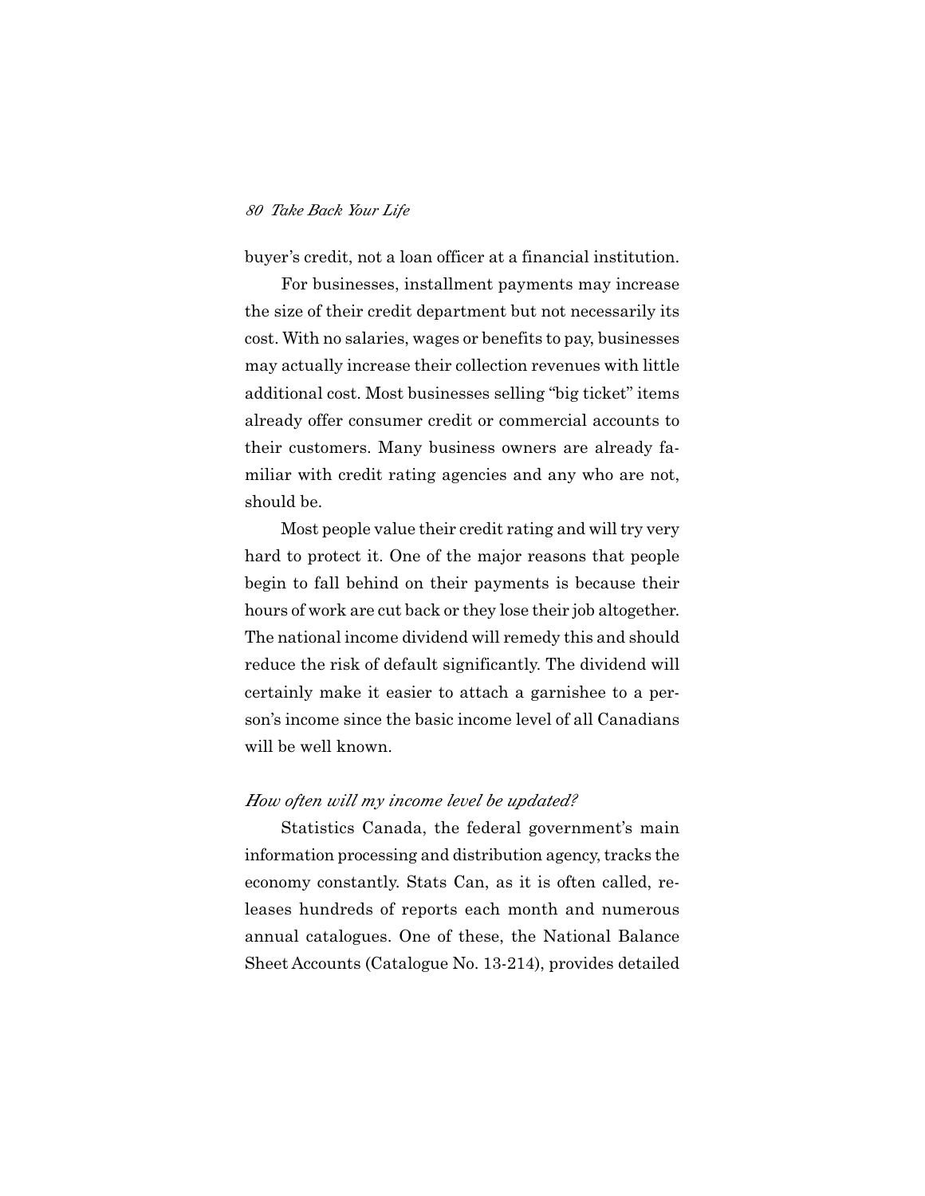buyer's credit, not a loan officer at a financial institution.

For businesses, installment payments may increase the size of their credit department but not necessarily its cost. With no salaries, wages or benefits to pay, businesses may actually increase their collection revenues with little additional cost. Most businesses selling "big ticket" items already offer consumer credit or commercial accounts to their customers. Many business owners are already familiar with credit rating agencies and any who are not, should be.

Most people value their credit rating and will try very hard to protect it. One of the major reasons that people begin to fall behind on their payments is because their hours of work are cut back or they lose their job altogether. The national income dividend will remedy this and should reduce the risk of default significantly. The dividend will certainly make it easier to attach a garnishee to a person's income since the basic income level of all Canadians will be well known.

*How often will my income level be updated?*

Statistics Canada, the federal government's main information processing and distribution agency, tracks the economy constantly. Stats Can, as it is often called, releases hundreds of reports each month and numerous annual catalogues. One of these, the National Balance Sheet Accounts (Catalogue No. 13-214), provides detailed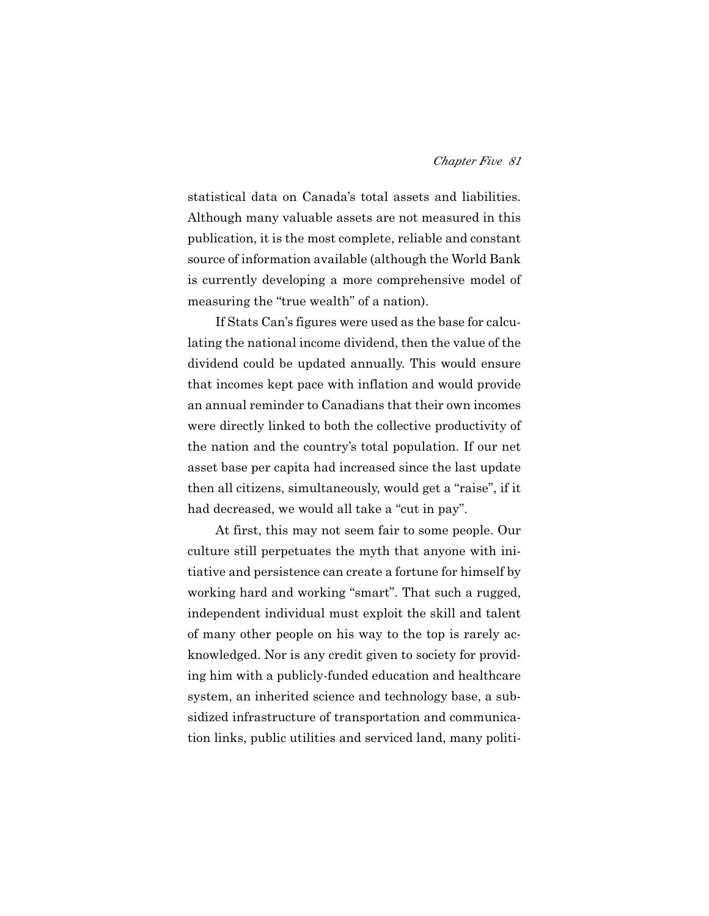statistical data on Canada's total assets and liabilities. Although many valuable assets are not measured in this publication, it is the most complete, reliable and constant source of information available (although the World Bank is currently developing a more comprehensive model of measuring the "true wealth" of a nation).

If Stats Can's figures were used as the base for calculating the national income dividend, then the value of the dividend could be updated annually. This would ensure that incomes kept pace with inflation and would provide an annual reminder to Canadians that their own incomes were directly linked to both the collective productivity of the nation and the country's total population. If our net asset base per capita had increased since the last update then all citizens, simultaneously, would get a "raise", if it had decreased, we would all take a "cut in pay".

At first, this may not seem fair to some people. Our culture still perpetuates the myth that anyone with initiative and persistence can create a fortune for himself by working hard and working "smart". That such a rugged, independent individual must exploit the skill and talent of many other people on his way to the top is rarely acknowledged. Nor is any credit given to society for providing him with a publicly-funded education and healthcare system, an inherited science and technology base, a subsidized infrastructure of transportation and communication links, public utilities and serviced land, many politi-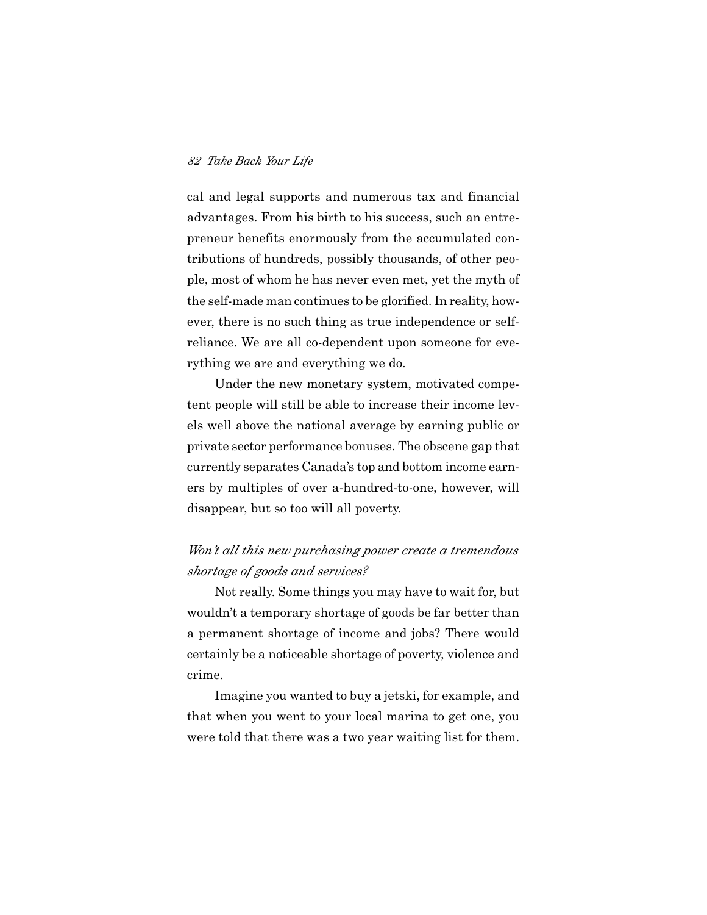cal and legal supports and numerous tax and financial advantages. From his birth to his success, such an entrepreneur benefits enormously from the accumulated contributions of hundreds, possibly thousands, of other people, most of whom he has never even met, yet the myth of the self-made man continues to be glorified. In reality, however, there is no such thing as true independence or self-reliance. We are all co-dependent upon someone for everything we are and everything we do.

Under the new monetary system, motivated competent people will still be able to increase their income levels well above the national average by earning public or private sector performance bonuses. The obscene gap that currently separates Canada's top and bottom income earners by multiples of over a-hundred-to-one, however, will disappear, but so too will all poverty.

*Won't all this new purchasing power create a tremendous shortage of goods and services?*

Not really. Some things you may have to wait for, but wouldn't a temporary shortage of goods be far better than a permanent shortage of income and jobs? There would certainly be a noticeable shortage of poverty, violence and crime.

Imagine you wanted to buy a jetski, for example, and that when you went to your local marina to get one, you were told that there was a two year waiting list for them.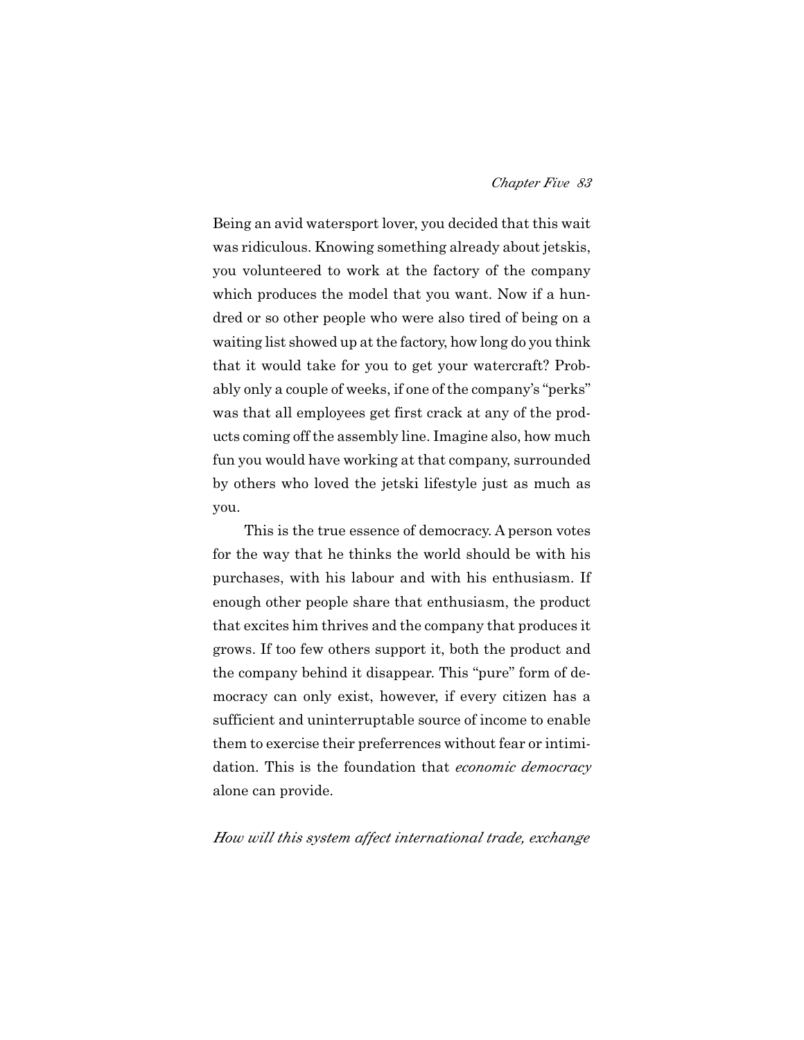Being an avid watersport lover, you decided that this wait was ridiculous. Knowing something already about jetskis, you volunteered to work at the factory of the company which produces the model that you want. Now if a hundred or so other people who were also tired of being on a waiting list showed up at the factory, how long do you think that it would take for you to get your watercraft? Probably only a couple of weeks, if one of the company's "perks" was that all employees get first crack at any of the products coming off the assembly line. Imagine also, how much fun you would have working at that company, surrounded by others who loved the jetski lifestyle just as much as you.

This is the true essence of democracy. A person votes for the way that he thinks the world should be with his purchases, with his labour and with his enthusiasm. If enough other people share that enthusiasm, the product that excites him thrives and the company that produces it grows. If too few others support it, both the product and the company behind it disappear. This "pure" form of democracy can only exist, however, if every citizen has a sufficient and uninterruptable source of income to enable them to exercise their preferrences without fear or intimidation. This is the foundation that *economic democracy* alone can provide.

*How will this system affect international trade, exchange*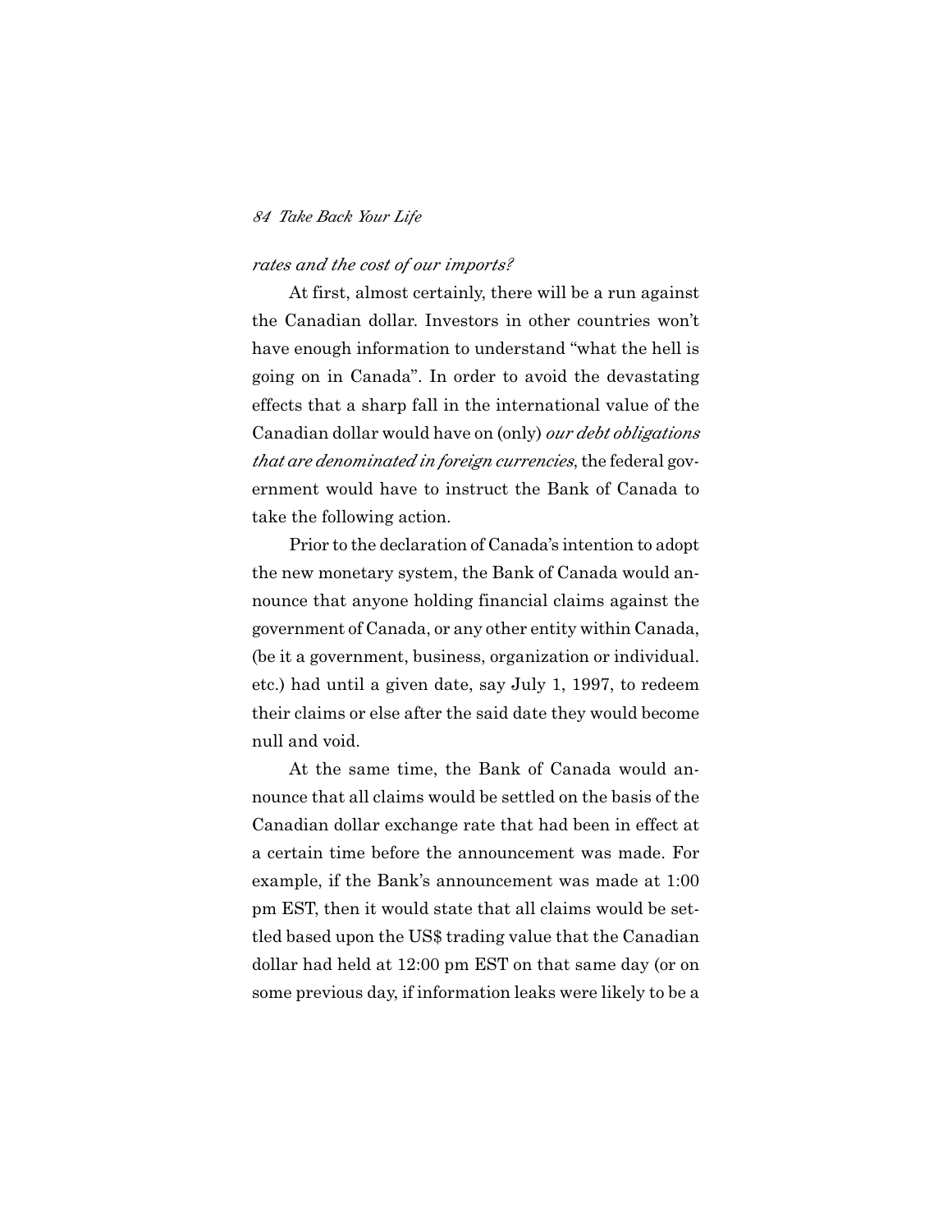*rates and the cost of our imports?*

At first, almost certainly, there will be a run against the Canadian dollar. Investors in other countries won't have enough information to understand "what the hell is going on in Canada". In order to avoid the devastating effects that a sharp fall in the international value of the Canadian dollar would have on (only) *our debt obligations that are denominated in foreign currencies*, the federal government would have to instruct the Bank of Canada to take the following action.

Prior to the declaration of Canada's intention to adopt the new monetary system, the Bank of Canada would announce that anyone holding financial claims against the government of Canada, or any other entity within Canada, (be it a government, business, organization or individual. etc.) had until a given date, say July 1, 1997, to redeem their claims or else after the said date they would become null and void.

At the same time, the Bank of Canada would announce that all claims would be settled on the basis of the Canadian dollar exchange rate that had been in effect at a certain time before the announcement was made. For example, if the Bank's announcement was made at 1:00 pm EST, then it would state that all claims would be settled based upon the US$ trading value that the Canadian dollar had held at 12:00 pm EST on that same day (or on some previous day, if information leaks were likely to be a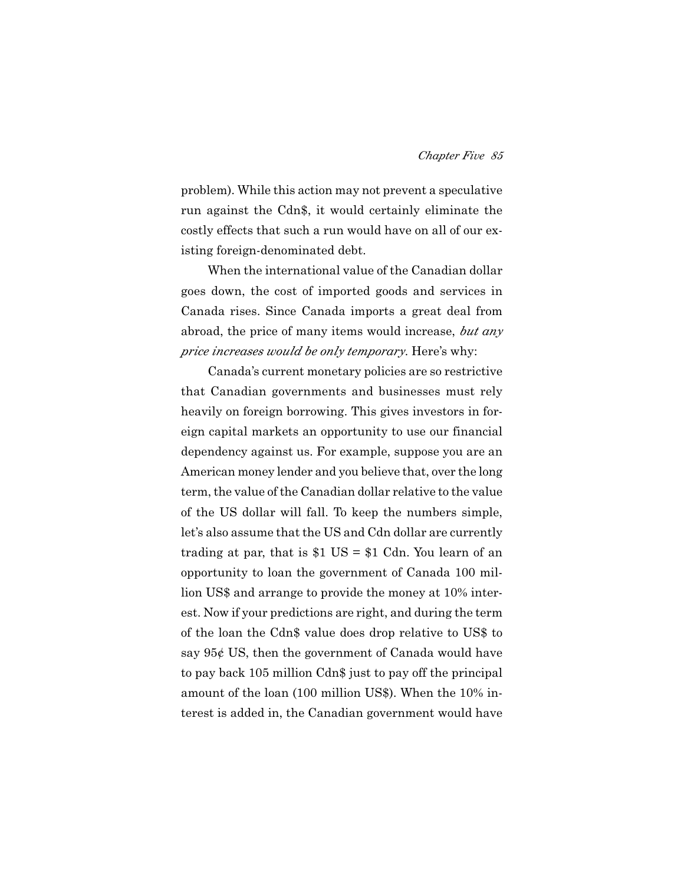problem). While this action may not prevent a speculative run against the Cdn$, it would certainly eliminate the costly effects that such a run would have on all of our existing foreign-denominated debt.

When the international value of the Canadian dollar goes down, the cost of imported goods and services in Canada rises. Since Canada imports a great deal from abroad, the price of many items would increase, *but any price increases would be only temporary.* Here's why:

Canada's current monetary policies are so restrictive that Canadian governments and businesses must rely heavily on foreign borrowing. This gives investors in foreign capital markets an opportunity to use our financial dependency against us. For example, suppose you are an American money lender and you believe that, over the long term, the value of the Canadian dollar relative to the value of the US dollar will fall. To keep the numbers simple, let's also assume that the US and Cdn dollar are currently trading at par, that is $1 US = $1 Cdn. You learn of an opportunity to loan the government of Canada 100 million US$ and arrange to provide the money at 10% interest. Now if your predictions are right, and during the term of the loan the Cdn$ value does drop relative to US$ to say 95¢ US, then the government of Canada would have to pay back 105 million Cdn$ just to pay off the principal amount of the loan (100 million US$). When the 10% interest is added in, the Canadian government would have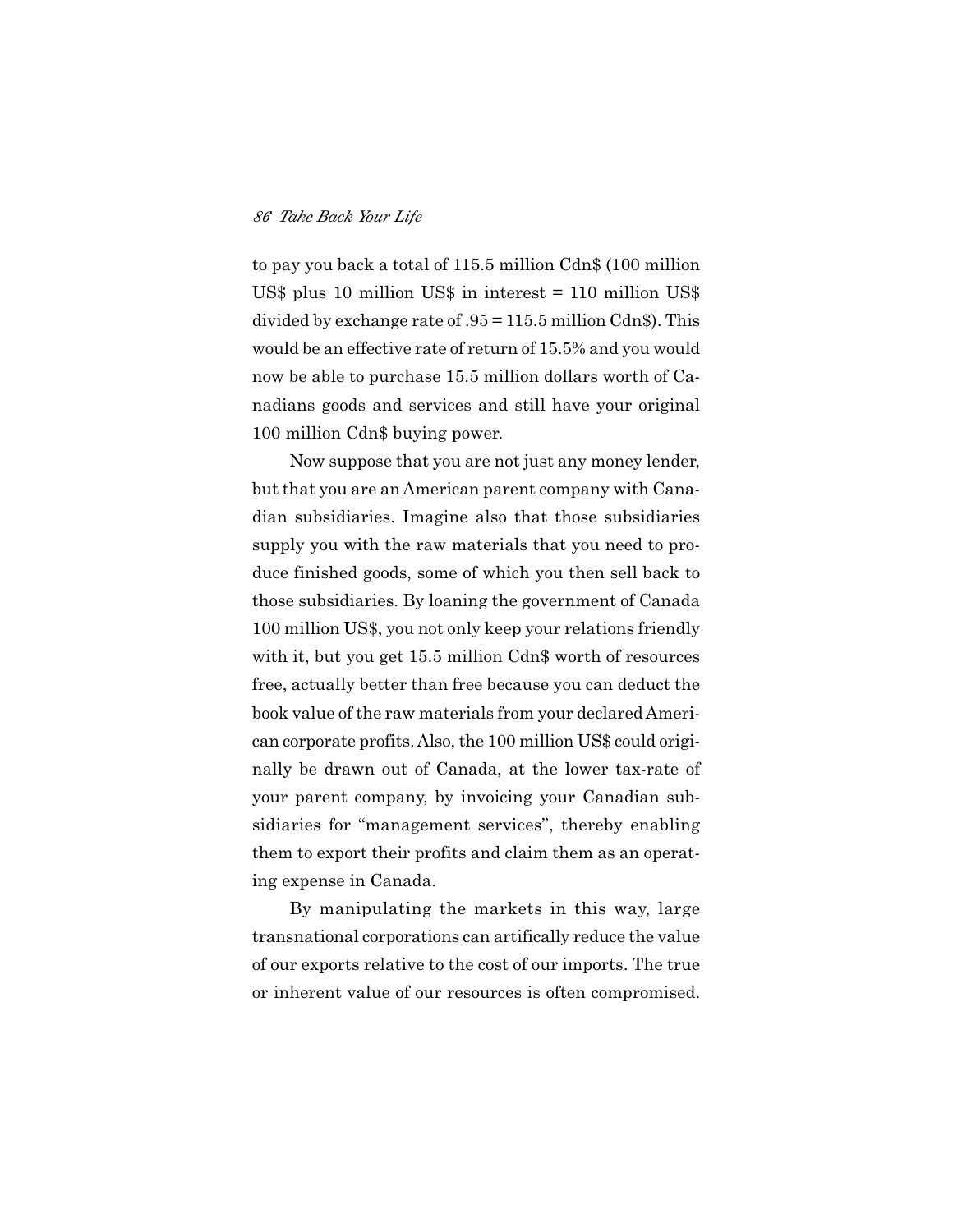to pay you back a total of 115.5 million Cdn$ (100 million US$ plus 10 million US$ in interest = 110 million US$ divided by exchange rate of .95 = 115.5 million Cdn$). This would be an effective rate of return of 15.5% and you would now be able to purchase 15.5 million dollars worth of Canadians goods and services and still have your original 100 million Cdn$ buying power.

Now suppose that you are not just any money lender, but that you are an American parent company with Canadian subsidiaries. Imagine also that those subsidiaries supply you with the raw materials that you need to produce finished goods, some of which you then sell back to those subsidiaries. By loaning the government of Canada 100 million US$, you not only keep your relations friendly with it, but you get 15.5 million Cdn$ worth of resources free, actually better than free because you can deduct the book value of the raw materials from your declared American corporate profits. Also, the 100 million US$ could originally be drawn out of Canada, at the lower tax-rate of your parent company, by invoicing your Canadian subsidiaries for "management services", thereby enabling them to export their profits and claim them as an operating expense in Canada.

By manipulating the markets in this way, large transnational corporations can artifically reduce the value of our exports relative to the cost of our imports. The true or inherent value of our resources is often compromised.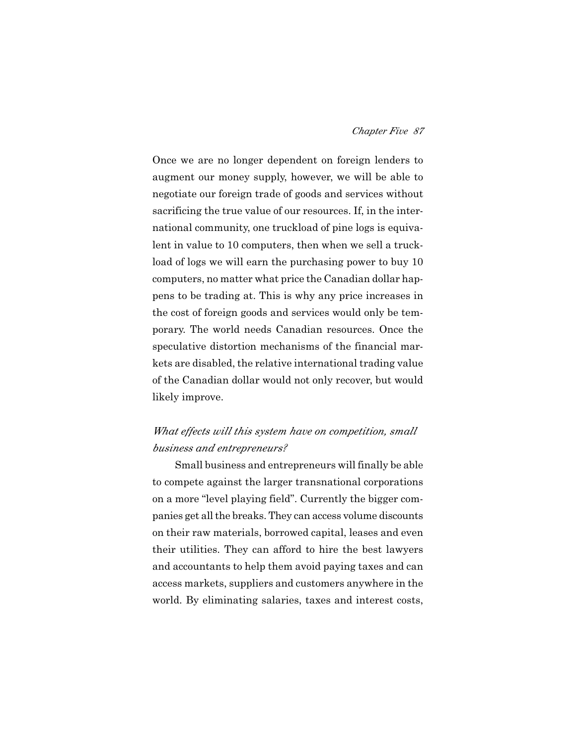Once we are no longer dependent on foreign lenders to augment our money supply, however, we will be able to negotiate our foreign trade of goods and services without sacrificing the true value of our resources. If, in the international community, one truckload of pine logs is equivalent in value to 10 computers, then when we sell a truckload of logs we will earn the purchasing power to buy 10 computers, no matter what price the Canadian dollar happens to be trading at. This is why any price increases in the cost of foreign goods and services would only be temporary. The world needs Canadian resources. Once the speculative distortion mechanisms of the financial markets are disabled, the relative international trading value of the Canadian dollar would not only recover, but would likely improve.

*What effects will this system have on competition, small business and entrepreneurs?*

Small business and entrepreneurs will finally be able to compete against the larger transnational corporations on a more "level playing field". Currently the bigger companies get all the breaks. They can access volume discounts on their raw materials, borrowed capital, leases and even their utilities. They can afford to hire the best lawyers and accountants to help them avoid paying taxes and can access markets, suppliers and customers anywhere in the world. By eliminating salaries, taxes and interest costs,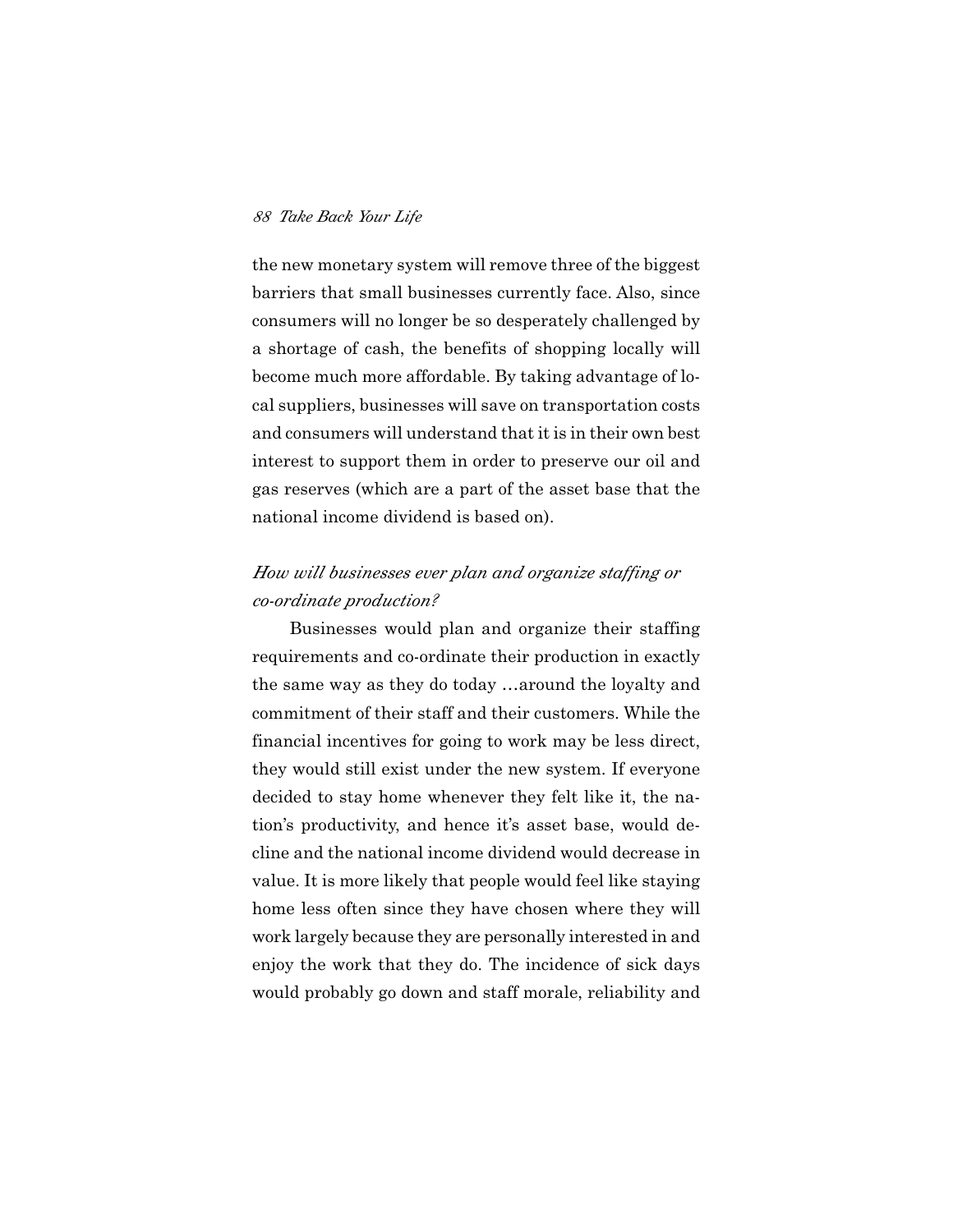the new monetary system will remove three of the biggest barriers that small businesses currently face. Also, since consumers will no longer be so desperately challenged by a shortage of cash, the benefits of shopping locally will become much more affordable. By taking advantage of local suppliers, businesses will save on transportation costs and consumers will understand that it is in their own best interest to support them in order to preserve our oil and gas reserves (which are a part of the asset base that the national income dividend is based on).

*How will businesses ever plan and organize staffing or co-ordinate production?*

Businesses would plan and organize their staffing requirements and co-ordinate their production in exactly the same way as they do today …around the loyalty and commitment of their staff and their customers. While the financial incentives for going to work may be less direct, they would still exist under the new system. If everyone decided to stay home whenever they felt like it, the nation's productivity, and hence it's asset base, would decline and the national income dividend would decrease in value. It is more likely that people would feel like staying home less often since they have chosen where they will work largely because they are personally interested in and enjoy the work that they do. The incidence of sick days would probably go down and staff morale, reliability and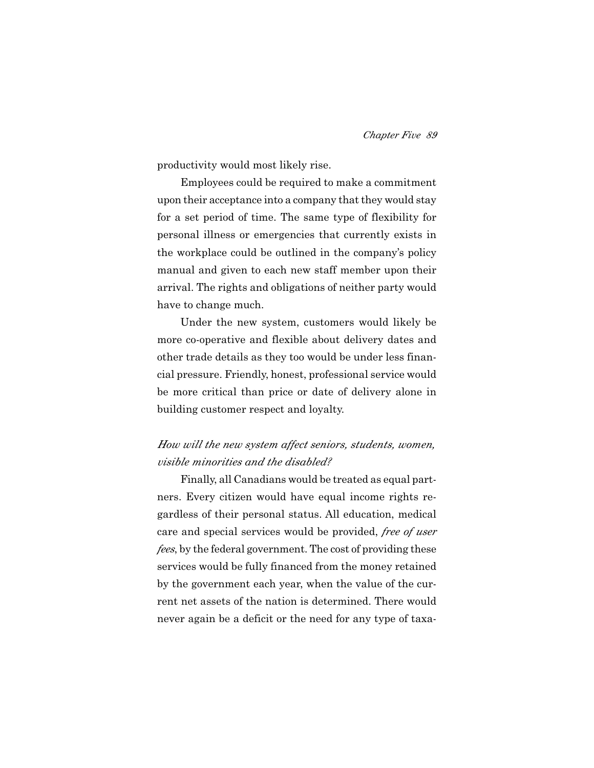productivity would most likely rise.

Employees could be required to make a commitment upon their acceptance into a company that they would stay for a set period of time. The same type of flexibility for personal illness or emergencies that currently exists in the workplace could be outlined in the company's policy manual and given to each new staff member upon their arrival. The rights and obligations of neither party would have to change much.

Under the new system, customers would likely be more co-operative and flexible about delivery dates and other trade details as they too would be under less financial pressure. Friendly, honest, professional service would be more critical than price or date of delivery alone in building customer respect and loyalty.

*How will the new system affect seniors, students, women, visible minorities and the disabled?*

Finally, all Canadians would be treated as equal partners. Every citizen would have equal income rights regardless of their personal status. All education, medical care and special services would be provided, *free of user fees*, by the federal government. The cost of providing these services would be fully financed from the money retained by the government each year, when the value of the current net assets of the nation is determined. There would never again be a deficit or the need for any type of taxa-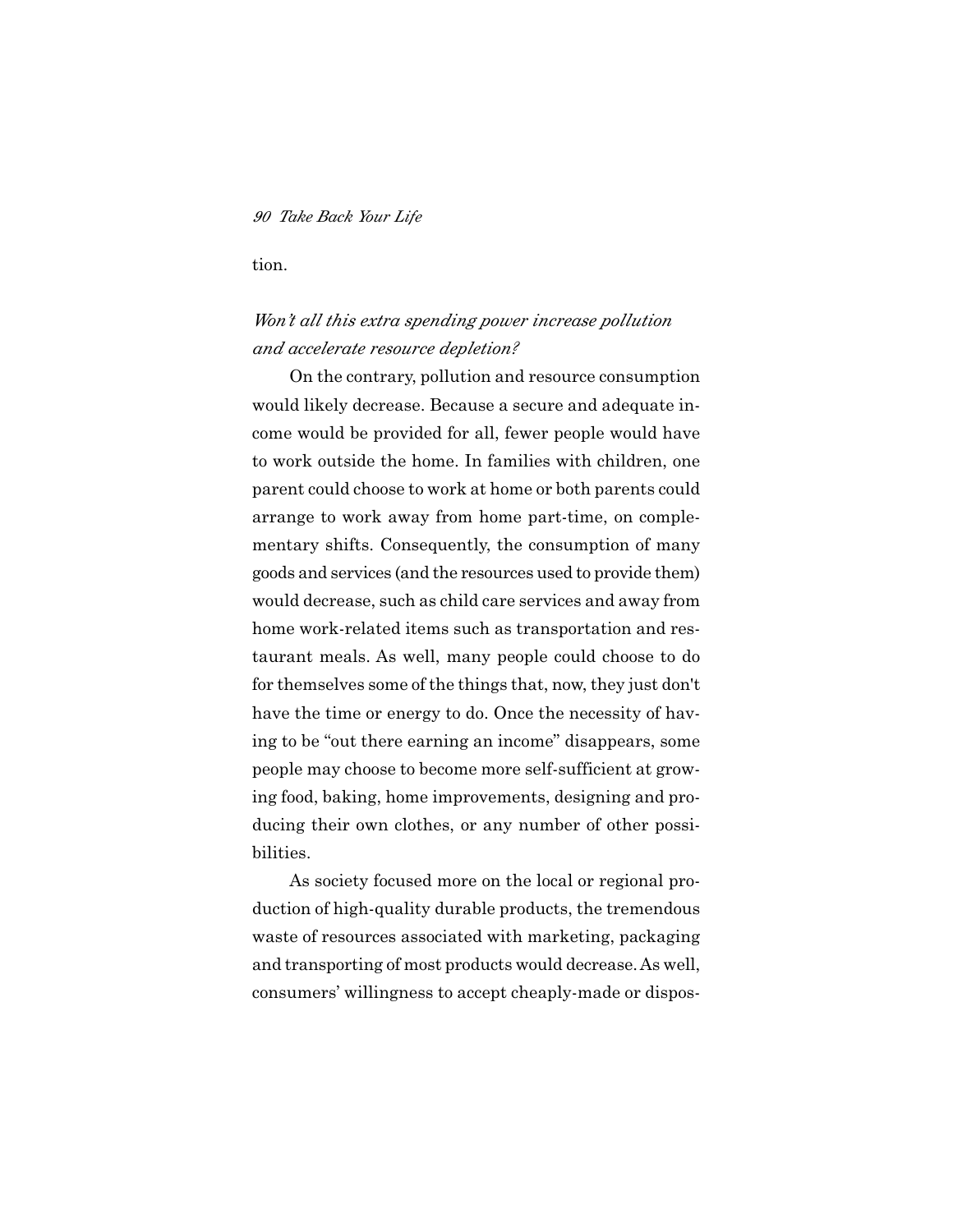tion.

*Won't all this extra spending power increase pollution and accelerate resource depletion?*

On the contrary, pollution and resource consumption would likely decrease. Because a secure and adequate income would be provided for all, fewer people would have to work outside the home. In families with children, one parent could choose to work at home or both parents could arrange to work away from home part-time, on complementary shifts. Consequently, the consumption of many goods and services (and the resources used to provide them) would decrease, such as child care services and away from home work-related items such as transportation and restaurant meals. As well, many people could choose to do for themselves some of the things that, now, they just don't have the time or energy to do. Once the necessity of having to be "out there earning an income" disappears, some people may choose to become more self-sufficient at growing food, baking, home improvements, designing and producing their own clothes, or any number of other possibilities.

As society focused more on the local or regional production of high-quality durable products, the tremendous waste of resources associated with marketing, packaging and transporting of most products would decrease. As well, consumers' willingness to accept cheaply-made or dispos-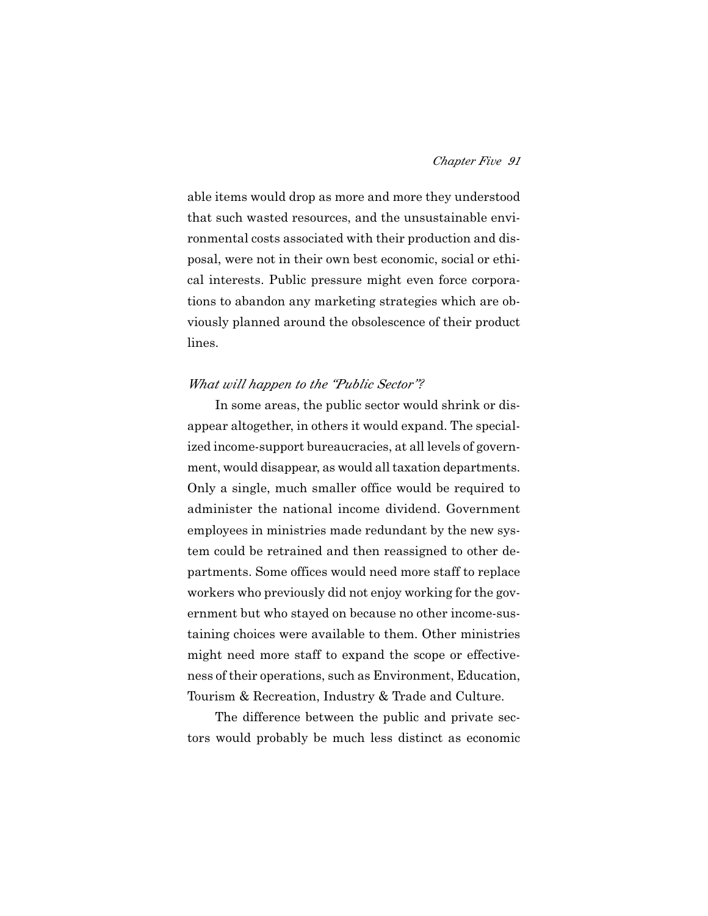able items would drop as more and more they understood that such wasted resources, and the unsustainable environmental costs associated with their production and disposal, were not in their own best economic, social or ethical interests. Public pressure might even force corporations to abandon any marketing strategies which are obviously planned around the obsolescence of their product lines.

### *What will happen to the "Public Sector"?*

In some areas, the public sector would shrink or disappear altogether, in others it would expand. The specialized income-support bureaucracies, at all levels of government, would disappear, as would all taxation departments. Only a single, much smaller office would be required to administer the national income dividend. Government employees in ministries made redundant by the new system could be retrained and then reassigned to other departments. Some offices would need more staff to replace workers who previously did not enjoy working for the government but who stayed on because no other income-sustaining choices were available to them. Other ministries might need more staff to expand the scope or effectiveness of their operations, such as Environment, Education, Tourism & Recreation, Industry & Trade and Culture.

The difference between the public and private sectors would probably be much less distinct as economic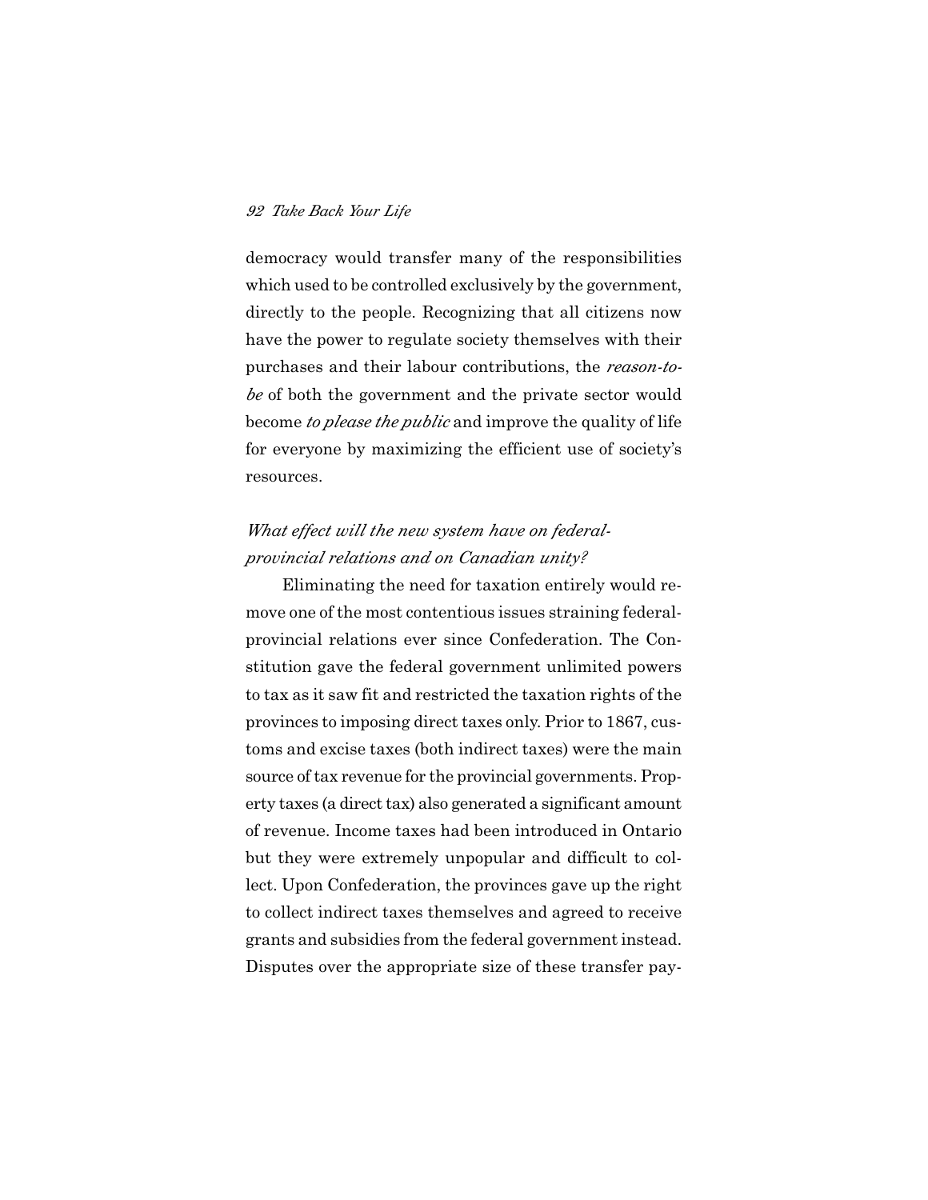democracy would transfer many of the responsibilities which used to be controlled exclusively by the government, directly to the people. Recognizing that all citizens now have the power to regulate society themselves with their purchases and their labour contributions, the *reason-to-be* of both the government and the private sector would become *to please the public* and improve the quality of life for everyone by maximizing the efficient use of society's resources.

### *What effect will the new system have on federal-provincial relations and on Canadian unity?*

Eliminating the need for taxation entirely would remove one of the most contentious issues straining federal-provincial relations ever since Confederation. The Constitution gave the federal government unlimited powers to tax as it saw fit and restricted the taxation rights of the provinces to imposing direct taxes only. Prior to 1867, customs and excise taxes (both indirect taxes) were the main source of tax revenue for the provincial governments. Property taxes (a direct tax) also generated a significant amount of revenue. Income taxes had been introduced in Ontario but they were extremely unpopular and difficult to collect. Upon Confederation, the provinces gave up the right to collect indirect taxes themselves and agreed to receive grants and subsidies from the federal government instead. Disputes over the appropriate size of these transfer pay-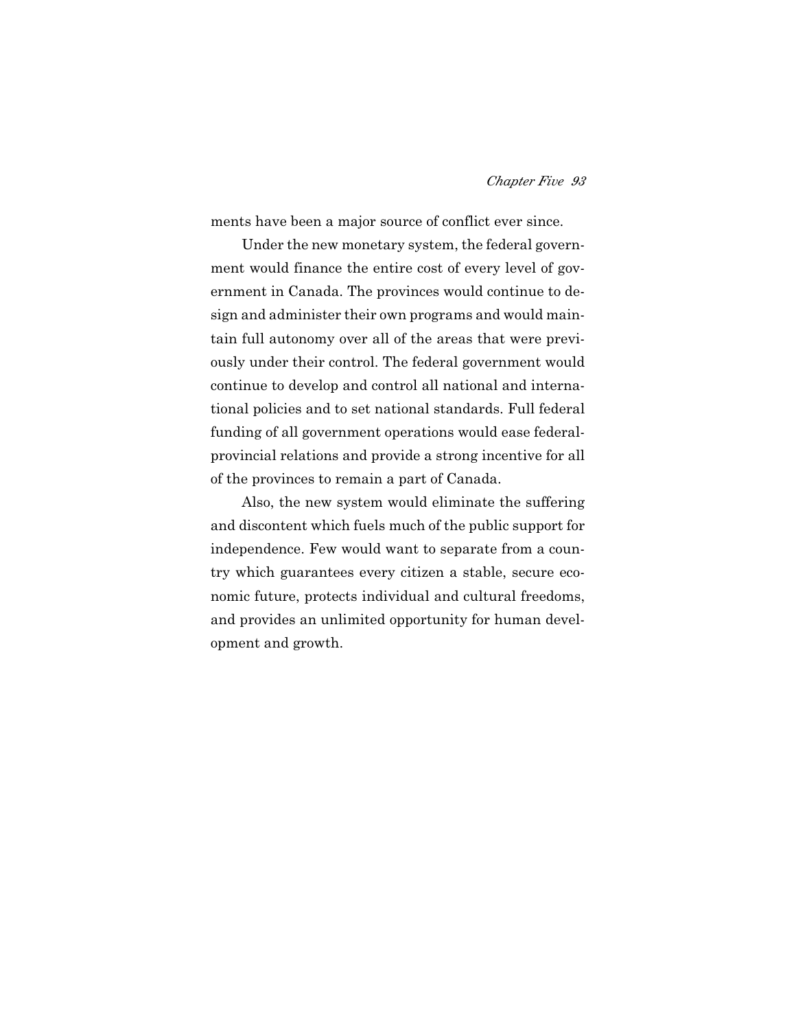ments have been a major source of conflict ever since.

Under the new monetary system, the federal government would finance the entire cost of every level of government in Canada. The provinces would continue to design and administer their own programs and would maintain full autonomy over all of the areas that were previously under their control. The federal government would continue to develop and control all national and international policies and to set national standards. Full federal funding of all government operations would ease federal-provincial relations and provide a strong incentive for all of the provinces to remain a part of Canada.

Also, the new system would eliminate the suffering and discontent which fuels much of the public support for independence. Few would want to separate from a country which guarantees every citizen a stable, secure economic future, protects individual and cultural freedoms, and provides an unlimited opportunity for human development and growth.